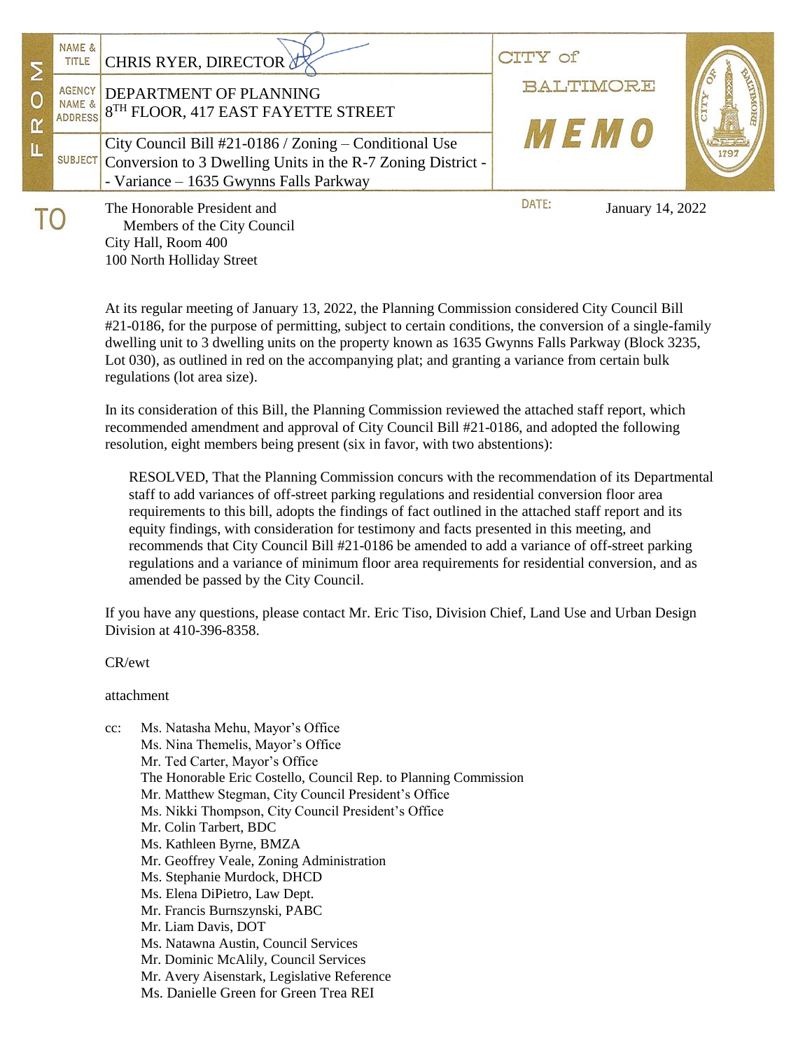| FROM | |
|---|---|
| NAME & TITLE | CHRIS RYER, DIRECTOR |
| AGENCY NAME & ADDRESS | DEPARTMENT OF PLANNING<br>8TH FLOOR, 417 EAST FAYETTE STREET |
| SUBJECT | City Council Bill #21-0186 / Zoning – Conditional Use Conversion to 3 Dwelling Units in the R-7 Zoning District - - Variance – 1635 Gwynns Falls Parkway |

CITY of BALTIMORE

**MEMO**

TO: The Honorable President and
Members of the City Council
City Hall, Room 400
100 North Holliday Street

DATE: January 14, 2022

At its regular meeting of January 13, 2022, the Planning Commission considered City Council Bill #21-0186, for the purpose of permitting, subject to certain conditions, the conversion of a single-family dwelling unit to 3 dwelling units on the property known as 1635 Gwynns Falls Parkway (Block 3235, Lot 030), as outlined in red on the accompanying plat; and granting a variance from certain bulk regulations (lot area size).

In its consideration of this Bill, the Planning Commission reviewed the attached staff report, which recommended amendment and approval of City Council Bill #21-0186, and adopted the following resolution, eight members being present (six in favor, with two abstentions):

> RESOLVED, That the Planning Commission concurs with the recommendation of its Departmental staff to add variances of off-street parking regulations and residential conversion floor area requirements to this bill, adopts the findings of fact outlined in the attached staff report and its equity findings, with consideration for testimony and facts presented in this meeting, and recommends that City Council Bill #21-0186 be amended to add a variance of off-street parking regulations and a variance of minimum floor area requirements for residential conversion, and as amended be passed by the City Council.

If you have any questions, please contact Mr. Eric Tiso, Division Chief, Land Use and Urban Design Division at 410-396-8358.

CR/ewt

attachment

cc: Ms. Natasha Mehu, Mayor's Office
Ms. Nina Themelis, Mayor's Office
Mr. Ted Carter, Mayor's Office
The Honorable Eric Costello, Council Rep. to Planning Commission
Mr. Matthew Stegman, City Council President's Office
Ms. Nikki Thompson, City Council President's Office
Mr. Colin Tarbert, BDC
Ms. Kathleen Byrne, BMZA
Mr. Geoffrey Veale, Zoning Administration
Ms. Stephanie Murdock, DHCD
Ms. Elena DiPietro, Law Dept.
Mr. Francis Burnszynski, PABC
Mr. Liam Davis, DOT
Ms. Natawna Austin, Council Services
Mr. Dominic McAlily, Council Services
Mr. Avery Aisenstark, Legislative Reference
Ms. Danielle Green for Green Trea REI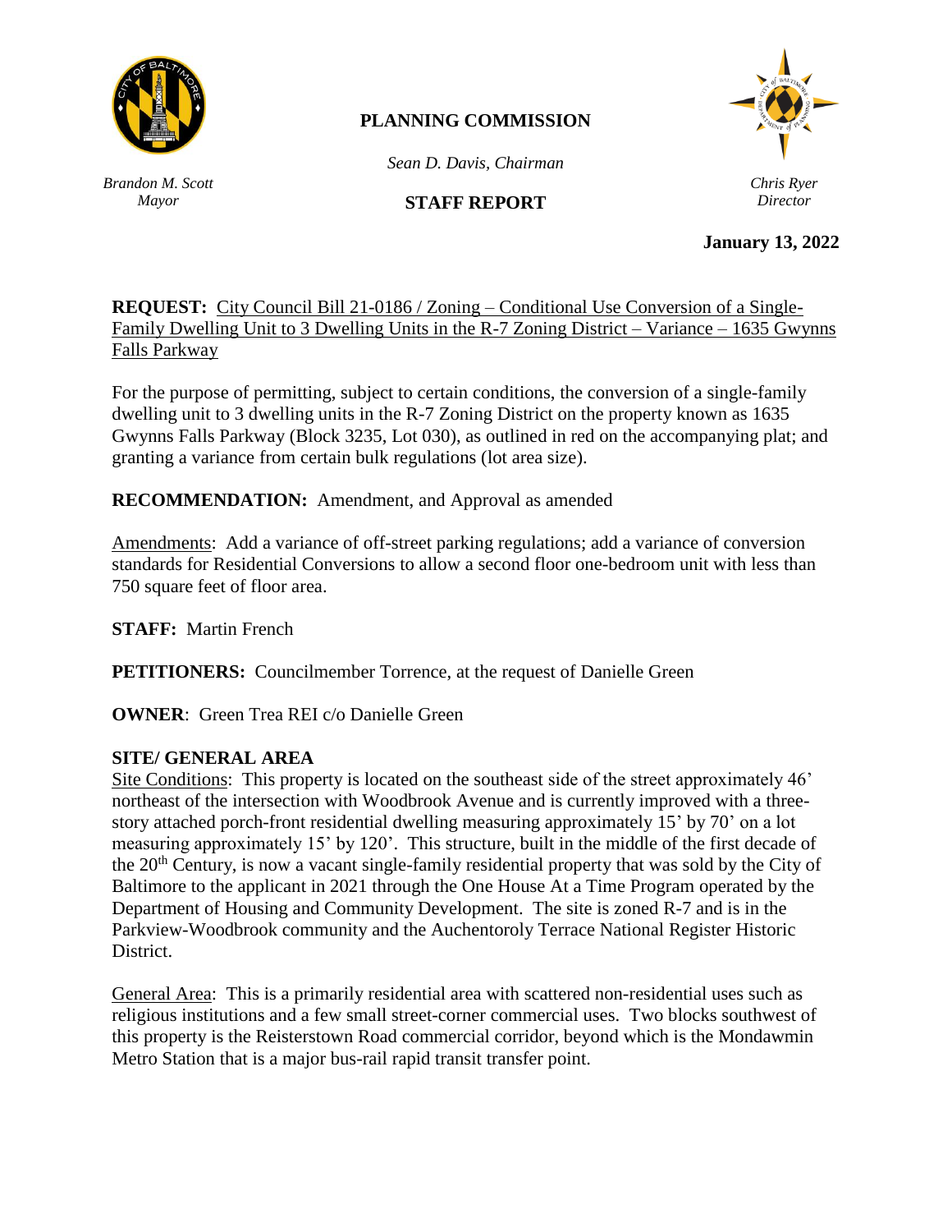**PLANNING COMMISSION**

*Sean D. Davis, Chairman*

*Brandon M. Scott*
*Mayor*

**STAFF REPORT**

*Chris Ryer*
*Director*

**January 13, 2022**

**REQUEST:** City Council Bill 21-0186 / Zoning – Conditional Use Conversion of a Single-Family Dwelling Unit to 3 Dwelling Units in the R-7 Zoning District – Variance – 1635 Gwynns Falls Parkway

For the purpose of permitting, subject to certain conditions, the conversion of a single-family dwelling unit to 3 dwelling units in the R-7 Zoning District on the property known as 1635 Gwynns Falls Parkway (Block 3235, Lot 030), as outlined in red on the accompanying plat; and granting a variance from certain bulk regulations (lot area size).

**RECOMMENDATION:** Amendment, and Approval as amended

Amendments: Add a variance of off-street parking regulations; add a variance of conversion standards for Residential Conversions to allow a second floor one-bedroom unit with less than 750 square feet of floor area.

**STAFF:** Martin French

**PETITIONERS:** Councilmember Torrence, at the request of Danielle Green

**OWNER**: Green Trea REI c/o Danielle Green

**SITE/ GENERAL AREA**

Site Conditions: This property is located on the southeast side of the street approximately 46' northeast of the intersection with Woodbrook Avenue and is currently improved with a three-story attached porch-front residential dwelling measuring approximately 15' by 70' on a lot measuring approximately 15' by 120'. This structure, built in the middle of the first decade of the 20th Century, is now a vacant single-family residential property that was sold by the City of Baltimore to the applicant in 2021 through the One House At a Time Program operated by the Department of Housing and Community Development. The site is zoned R-7 and is in the Parkview-Woodbrook community and the Auchentoroly Terrace National Register Historic District.

General Area: This is a primarily residential area with scattered non-residential uses such as religious institutions and a few small street-corner commercial uses. Two blocks southwest of this property is the Reisterstown Road commercial corridor, beyond which is the Mondawmin Metro Station that is a major bus-rail rapid transit transfer point.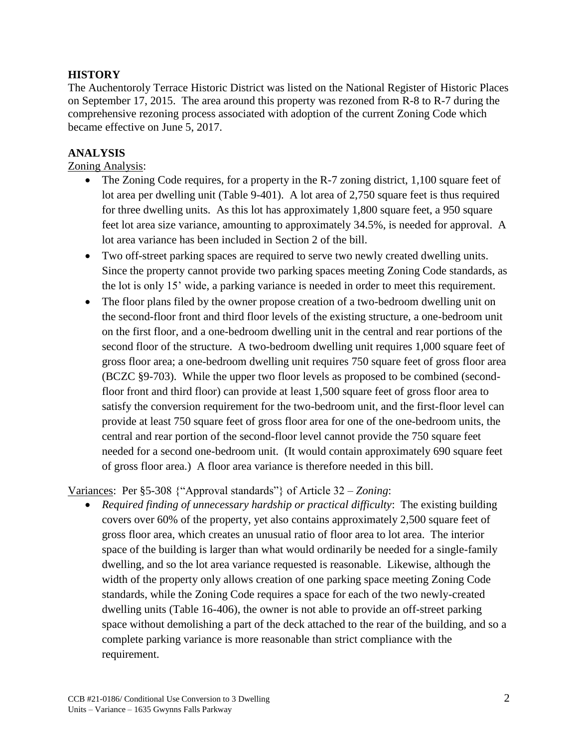**HISTORY**

The Auchentoroly Terrace Historic District was listed on the National Register of Historic Places on September 17, 2015. The area around this property was rezoned from R-8 to R-7 during the comprehensive rezoning process associated with adoption of the current Zoning Code which became effective on June 5, 2017.

**ANALYSIS**

Zoning Analysis:

- The Zoning Code requires, for a property in the R-7 zoning district, 1,100 square feet of lot area per dwelling unit (Table 9-401). A lot area of 2,750 square feet is thus required for three dwelling units. As this lot has approximately 1,800 square feet, a 950 square feet lot area size variance, amounting to approximately 34.5%, is needed for approval. A lot area variance has been included in Section 2 of the bill.
- Two off-street parking spaces are required to serve two newly created dwelling units. Since the property cannot provide two parking spaces meeting Zoning Code standards, as the lot is only 15' wide, a parking variance is needed in order to meet this requirement.
- The floor plans filed by the owner propose creation of a two-bedroom dwelling unit on the second-floor front and third floor levels of the existing structure, a one-bedroom unit on the first floor, and a one-bedroom dwelling unit in the central and rear portions of the second floor of the structure. A two-bedroom dwelling unit requires 1,000 square feet of gross floor area; a one-bedroom dwelling unit requires 750 square feet of gross floor area (BCZC §9-703). While the upper two floor levels as proposed to be combined (second-floor front and third floor) can provide at least 1,500 square feet of gross floor area to satisfy the conversion requirement for the two-bedroom unit, and the first-floor level can provide at least 750 square feet of gross floor area for one of the one-bedroom units, the central and rear portion of the second-floor level cannot provide the 750 square feet needed for a second one-bedroom unit. (It would contain approximately 690 square feet of gross floor area.) A floor area variance is therefore needed in this bill.

Variances: Per §5-308 {"Approval standards"} of Article 32 – *Zoning*:

- *Required finding of unnecessary hardship or practical difficulty*: The existing building covers over 60% of the property, yet also contains approximately 2,500 square feet of gross floor area, which creates an unusual ratio of floor area to lot area. The interior space of the building is larger than what would ordinarily be needed for a single-family dwelling, and so the lot area variance requested is reasonable. Likewise, although the width of the property only allows creation of one parking space meeting Zoning Code standards, while the Zoning Code requires a space for each of the two newly-created dwelling units (Table 16-406), the owner is not able to provide an off-street parking space without demolishing a part of the deck attached to the rear of the building, and so a complete parking variance is more reasonable than strict compliance with the requirement.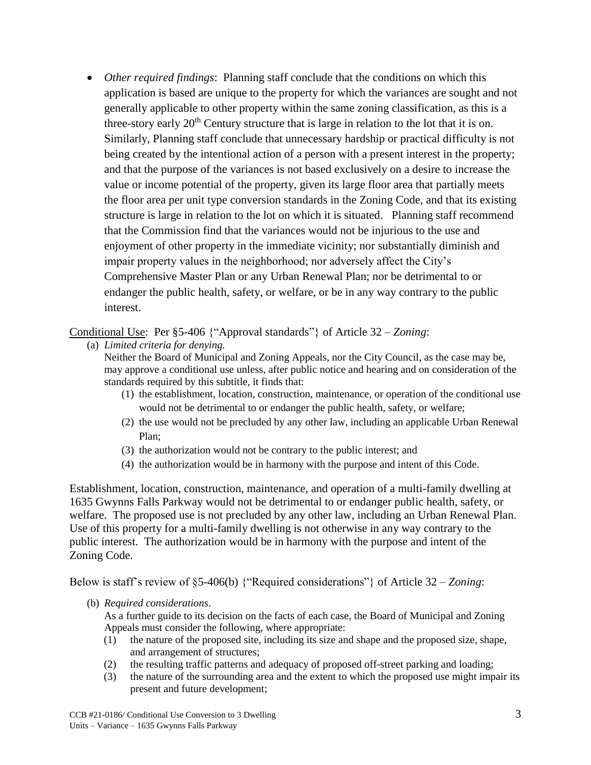- *Other required findings*: Planning staff conclude that the conditions on which this application is based are unique to the property for which the variances are sought and not generally applicable to other property within the same zoning classification, as this is a three-story early 20th Century structure that is large in relation to the lot that it is on. Similarly, Planning staff conclude that unnecessary hardship or practical difficulty is not being created by the intentional action of a person with a present interest in the property; and that the purpose of the variances is not based exclusively on a desire to increase the value or income potential of the property, given its large floor area that partially meets the floor area per unit type conversion standards in the Zoning Code, and that its existing structure is large in relation to the lot on which it is situated. Planning staff recommend that the Commission find that the variances would not be injurious to the use and enjoyment of other property in the immediate vicinity; nor substantially diminish and impair property values in the neighborhood; nor adversely affect the City's Comprehensive Master Plan or any Urban Renewal Plan; nor be detrimental to or endanger the public health, safety, or welfare, or be in any way contrary to the public interest.

Conditional Use: Per §5-406 {"Approval standards"} of Article 32 – *Zoning*:

(a) *Limited criteria for denying.*
Neither the Board of Municipal and Zoning Appeals, nor the City Council, as the case may be, may approve a conditional use unless, after public notice and hearing and on consideration of the standards required by this subtitle, it finds that:
  (1) the establishment, location, construction, maintenance, or operation of the conditional use would not be detrimental to or endanger the public health, safety, or welfare;
  (2) the use would not be precluded by any other law, including an applicable Urban Renewal Plan;
  (3) the authorization would not be contrary to the public interest; and
  (4) the authorization would be in harmony with the purpose and intent of this Code.

Establishment, location, construction, maintenance, and operation of a multi-family dwelling at 1635 Gwynns Falls Parkway would not be detrimental to or endanger public health, safety, or welfare. The proposed use is not precluded by any other law, including an Urban Renewal Plan. Use of this property for a multi-family dwelling is not otherwise in any way contrary to the public interest. The authorization would be in harmony with the purpose and intent of the Zoning Code.

Below is staff's review of §5-406(b) {"Required considerations"} of Article 32 – *Zoning*:

(b) *Required considerations*.
As a further guide to its decision on the facts of each case, the Board of Municipal and Zoning Appeals must consider the following, where appropriate:
  (1) the nature of the proposed site, including its size and shape and the proposed size, shape, and arrangement of structures;
  (2) the resulting traffic patterns and adequacy of proposed off-street parking and loading;
  (3) the nature of the surrounding area and the extent to which the proposed use might impair its present and future development;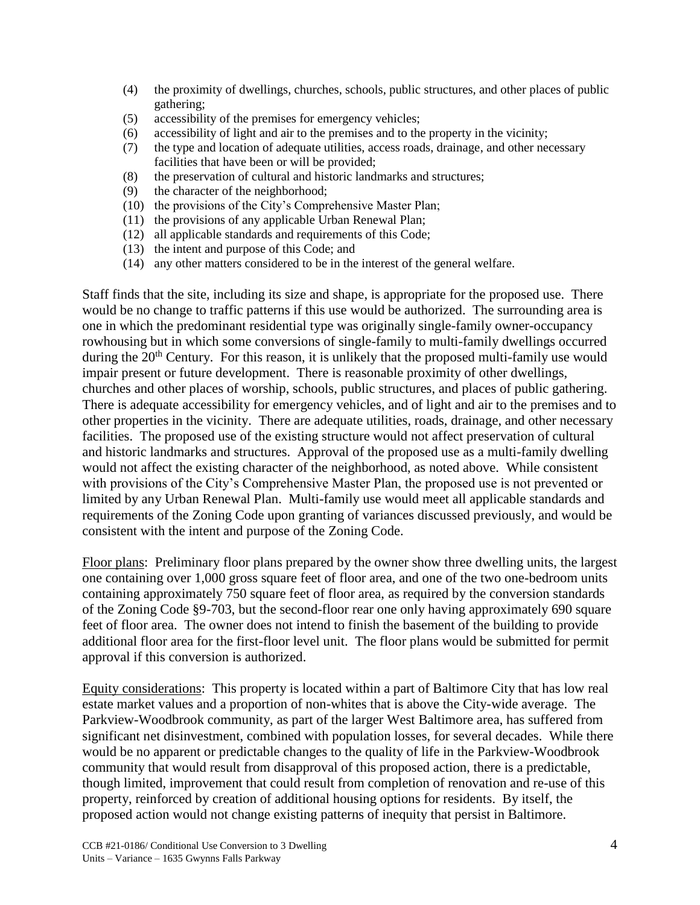(4) the proximity of dwellings, churches, schools, public structures, and other places of public gathering;
(5) accessibility of the premises for emergency vehicles;
(6) accessibility of light and air to the premises and to the property in the vicinity;
(7) the type and location of adequate utilities, access roads, drainage, and other necessary facilities that have been or will be provided;
(8) the preservation of cultural and historic landmarks and structures;
(9) the character of the neighborhood;
(10) the provisions of the City's Comprehensive Master Plan;
(11) the provisions of any applicable Urban Renewal Plan;
(12) all applicable standards and requirements of this Code;
(13) the intent and purpose of this Code; and
(14) any other matters considered to be in the interest of the general welfare.

Staff finds that the site, including its size and shape, is appropriate for the proposed use. There would be no change to traffic patterns if this use would be authorized. The surrounding area is one in which the predominant residential type was originally single-family owner-occupancy rowhousing but in which some conversions of single-family to multi-family dwellings occurred during the 20th Century. For this reason, it is unlikely that the proposed multi-family use would impair present or future development. There is reasonable proximity of other dwellings, churches and other places of worship, schools, public structures, and places of public gathering. There is adequate accessibility for emergency vehicles, and of light and air to the premises and to other properties in the vicinity. There are adequate utilities, roads, drainage, and other necessary facilities. The proposed use of the existing structure would not affect preservation of cultural and historic landmarks and structures. Approval of the proposed use as a multi-family dwelling would not affect the existing character of the neighborhood, as noted above. While consistent with provisions of the City's Comprehensive Master Plan, the proposed use is not prevented or limited by any Urban Renewal Plan. Multi-family use would meet all applicable standards and requirements of the Zoning Code upon granting of variances discussed previously, and would be consistent with the intent and purpose of the Zoning Code.

Floor plans: Preliminary floor plans prepared by the owner show three dwelling units, the largest one containing over 1,000 gross square feet of floor area, and one of the two one-bedroom units containing approximately 750 square feet of floor area, as required by the conversion standards of the Zoning Code §9-703, but the second-floor rear one only having approximately 690 square feet of floor area. The owner does not intend to finish the basement of the building to provide additional floor area for the first-floor level unit. The floor plans would be submitted for permit approval if this conversion is authorized.

Equity considerations: This property is located within a part of Baltimore City that has low real estate market values and a proportion of non-whites that is above the City-wide average. The Parkview-Woodbrook community, as part of the larger West Baltimore area, has suffered from significant net disinvestment, combined with population losses, for several decades. While there would be no apparent or predictable changes to the quality of life in the Parkview-Woodbrook community that would result from disapproval of this proposed action, there is a predictable, though limited, improvement that could result from completion of renovation and re-use of this property, reinforced by creation of additional housing options for residents. By itself, the proposed action would not change existing patterns of inequity that persist in Baltimore.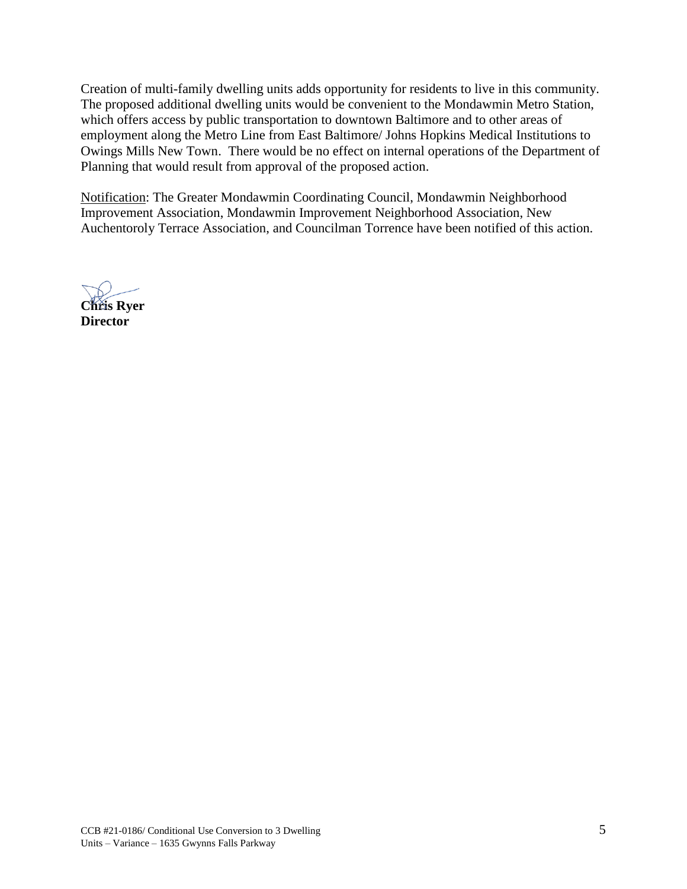Creation of multi-family dwelling units adds opportunity for residents to live in this community. The proposed additional dwelling units would be convenient to the Mondawmin Metro Station, which offers access by public transportation to downtown Baltimore and to other areas of employment along the Metro Line from East Baltimore/ Johns Hopkins Medical Institutions to Owings Mills New Town. There would be no effect on internal operations of the Department of Planning that would result from approval of the proposed action.

Notification: The Greater Mondawmin Coordinating Council, Mondawmin Neighborhood Improvement Association, Mondawmin Improvement Neighborhood Association, New Auchentoroly Terrace Association, and Councilman Torrence have been notified of this action.

**Chris Ryer**
**Director**